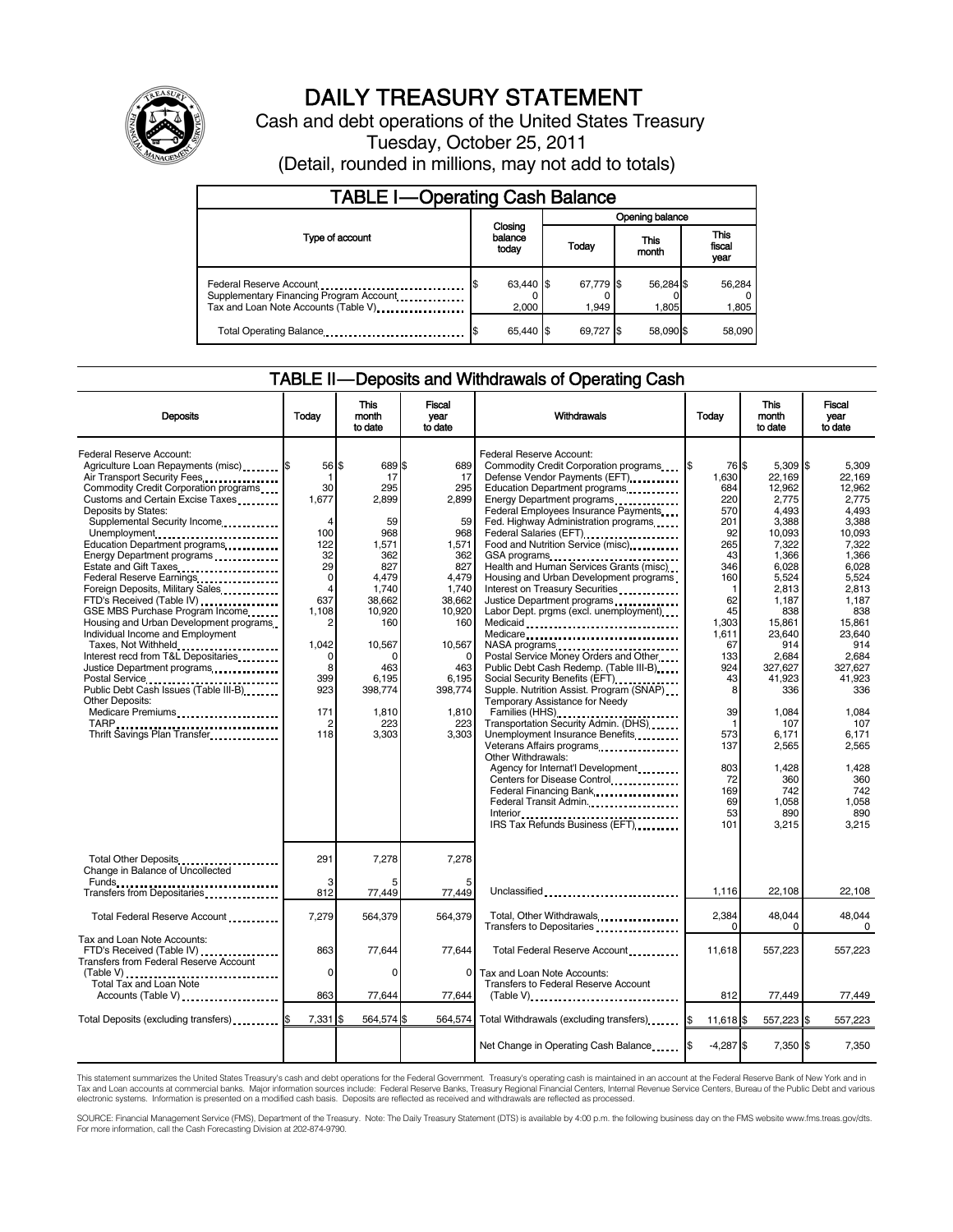# DAILY TREASURY STATEMENT

Cash and debt operations of the United States Treasury

Tuesday, October 25, 2011

(Detail, rounded in millions, may not add to totals)

## TABLE I—Operating Cash Balance

| Type of account | Closing balance today | Opening balance Today | Opening balance This month | Opening balance This fiscal year |
|---|---|---|---|---|
| Federal Reserve Account | $ 63,440 | $ 67,779 | $ 56,284 | $ 56,284 |
| Supplementary Financing Program Account | 0 | 0 | 0 | 0 |
| Tax and Loan Note Accounts (Table V) | 2,000 | 1,949 | 1,805 | 1,805 |
| Total Operating Balance | $ 65,440 | $ 69,727 | $ 58,090 | $ 58,090 |

## TABLE II—Deposits and Withdrawals of Operating Cash

| Deposits | Today | This month to date | Fiscal year to date |
|---|---|---|---|
| Federal Reserve Account: | | | |
| Agriculture Loan Repayments (misc) | $ 56 | $ 689 | $ 689 |
| Air Transport Security Fees | 1 | 17 | 17 |
| Commodity Credit Corporation programs | 30 | 295 | 295 |
| Customs and Certain Excise Taxes | 1,677 | 2,899 | 2,899 |
| Deposits by States: | | | |
| Supplemental Security Income | 4 | 59 | 59 |
| Unemployment | 100 | 968 | 968 |
| Education Department programs | 122 | 1,571 | 1,571 |
| Energy Department programs | 32 | 362 | 362 |
| Estate and Gift Taxes | 29 | 827 | 827 |
| Federal Reserve Earnings | 0 | 4,479 | 4,479 |
| Foreign Deposits, Military Sales | 4 | 1,740 | 1,740 |
| FTD's Received (Table IV) | 637 | 38,662 | 38,662 |
| GSE MBS Purchase Program Income | 1,108 | 10,920 | 10,920 |
| Housing and Urban Development programs | 2 | 160 | 160 |
| Individual Income and Employment Taxes, Not Withheld | 1,042 | 10,567 | 10,567 |
| Interest recd from T&L Depositaries | 0 | 0 | 0 |
| Justice Department programs | 8 | 463 | 463 |
| Postal Service | 399 | 6,195 | 6,195 |
| Public Debt Cash Issues (Table III-B) | 923 | 398,774 | 398,774 |
| Other Deposits: | | | |
| Medicare Premiums | 171 | 1,810 | 1,810 |
| TARP | 2 | 223 | 223 |
| Thrift Savings Plan Transfer | 118 | 3,303 | 3,303 |
| Total Other Deposits | 291 | 7,278 | 7,278 |
| Change in Balance of Uncollected Funds | 3 | 5 | 5 |
| Transfers from Depositaries | 812 | 77,449 | 77,449 |
| Total Federal Reserve Account | 7,279 | 564,379 | 564,379 |
| Tax and Loan Note Accounts: | | | |
| FTD's Received (Table IV) | 863 | 77,644 | 77,644 |
| Transfers from Federal Reserve Account (Table V) | 0 | 0 | 0 |
| Total Tax and Loan Note Accounts (Table V) | 863 | 77,644 | 77,644 |
| Total Deposits (excluding transfers) | $ 7,331 | $ 564,574 | $ 564,574 |

| Withdrawals | Today | This month to date | Fiscal year to date |
|---|---|---|---|
| Federal Reserve Account: | | | |
| Commodity Credit Corporation programs | $ 76 | $ 5,309 | $ 5,309 |
| Defense Vendor Payments (EFT) | 1,630 | 22,169 | 22,169 |
| Education Department programs | 684 | 12,962 | 12,962 |
| Energy Department programs | 220 | 2,775 | 2,775 |
| Federal Employees Insurance Payments | 570 | 4,493 | 4,493 |
| Fed. Highway Administration programs | 201 | 3,388 | 3,388 |
| Federal Salaries (EFT) | 92 | 10,093 | 10,093 |
| Food and Nutrition Service (misc) | 265 | 7,322 | 7,322 |
| GSA programs | 43 | 1,366 | 1,366 |
| Health and Human Services Grants (misc) | 346 | 6,028 | 6,028 |
| Housing and Urban Development programs | 160 | 5,524 | 5,524 |
| Interest on Treasury Securities | 1 | 2,813 | 2,813 |
| Justice Department programs | 62 | 1,187 | 1,187 |
| Labor Dept. prgms (excl. unemployment) | 45 | 838 | 838 |
| Medicaid | 1,303 | 15,861 | 15,861 |
| Medicare | 1,611 | 23,640 | 23,640 |
| NASA programs | 67 | 914 | 914 |
| Postal Service Money Orders and Other | 133 | 2,684 | 2,684 |
| Public Debt Cash Redemp. (Table III-B) | 924 | 327,627 | 327,627 |
| Social Security Benefits (EFT) | 43 | 41,923 | 41,923 |
| Supple. Nutrition Assist. Program (SNAP) | 8 | 336 | 336 |
| Temporary Assistance for Needy Families (HHS) | 39 | 1,084 | 1,084 |
| Transportation Security Admin. (DHS) | 1 | 107 | 107 |
| Unemployment Insurance Benefits | 573 | 6,171 | 6,171 |
| Veterans Affairs programs | 137 | 2,565 | 2,565 |
| Other Withdrawals: | | | |
| Agency for Internat'l Development | 803 | 1,428 | 1,428 |
| Centers for Disease Control | 72 | 360 | 360 |
| Federal Financing Bank | 169 | 742 | 742 |
| Federal Transit Admin. | 69 | 1,058 | 1,058 |
| Interior | 53 | 890 | 890 |
| IRS Tax Refunds Business (EFT) | 101 | 3,215 | 3,215 |
| Unclassified | 1,116 | 22,108 | 22,108 |
| Total, Other Withdrawals | 2,384 | 48,044 | 48,044 |
| Transfers to Depositaries | 0 | 0 | 0 |
| Total Federal Reserve Account | 11,618 | 557,223 | 557,223 |
| Tax and Loan Note Accounts: | | | |
| Transfers to Federal Reserve Account (Table V) | 812 | 77,449 | 77,449 |
| Total Withdrawals (excluding transfers) | $ 11,618 | $ 557,223 | $ 557,223 |
| Net Change in Operating Cash Balance | $ -4,287 | $ 7,350 | $ 7,350 |

This statement summarizes the United States Treasury's cash and debt operations for the Federal Government. Treasury's operating cash is maintained in an account at the Federal Reserve Bank of New York and in Tax and Loan accounts at commercial banks. Major information sources include: Federal Reserve Banks, Treasury Regional Financial Centers, Internal Revenue Service Centers, Bureau of the Public Debt and various electronic systems. Information is presented on a modified cash basis. Deposits are reflected as received and withdrawals are reflected as processed.

SOURCE: Financial Management Service (FMS), Department of the Treasury. Note: The Daily Treasury Statement (DTS) is available by 4:00 p.m. the following business day on the FMS website www.fms.treas.gov/dts. For more information, call the Cash Forecasting Division at 202-874-9790.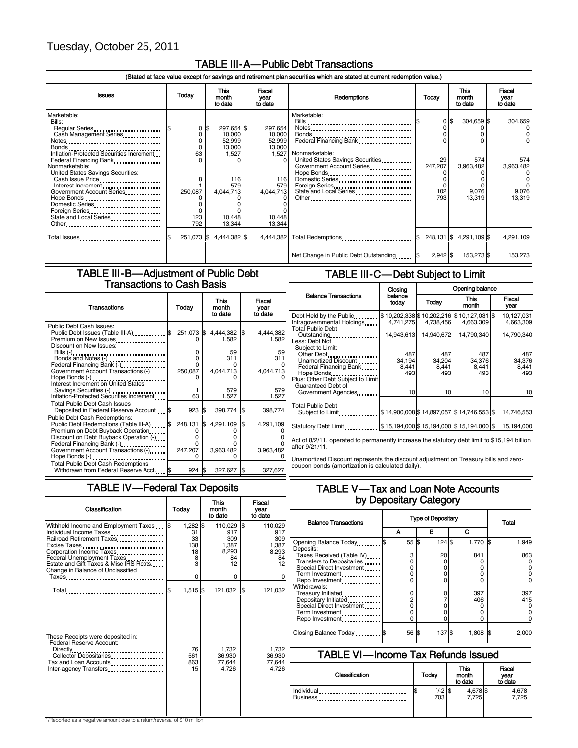Tuesday, October 25, 2011

## TABLE III-A—Public Debt Transactions

(Stated at face value except for savings and retirement plan securities which are stated at current redemption value.)

| Issues | Today | This month to date | Fiscal year to date |
|---|---|---|---|
| Marketable: | | | |
| Bills: | | | |
| Regular Series | $ 0 | $ 297,654 | $ 297,654 |
| Cash Management Series | 0 | 10,000 | 10,000 |
| Notes | 0 | 52,999 | 52,999 |
| Bonds | 0 | 13,000 | 13,000 |
| Inflation-Protected Securities Increment | 63 | 1,527 | 1,527 |
| Federal Financing Bank | 0 | 0 | 0 |
| Nonmarketable: | | | |
| United States Savings Securities: | | | |
| Cash Issue Price | 8 | 116 | 116 |
| Interest Increment | 1 | 579 | 579 |
| Government Account Series | 250,087 | 4,044,713 | 4,044,713 |
| Hope Bonds | 0 | 0 | 0 |
| Domestic Series | 0 | 0 | 0 |
| Foreign Series | 0 | 0 | 0 |
| State and Local Series | 123 | 10,448 | 10,448 |
| Other | 792 | 13,344 | 13,344 |
| Total Issues | $ 251,073 | $ 4,444,382 | $ 4,444,382 |

| Redemptions | Today | This month to date | Fiscal year to date |
|---|---|---|---|
| Marketable: | | | |
| Bills | $ 0 | $ 304,659 | $ 304,659 |
| Notes | 0 | 0 | 0 |
| Bonds | 0 | 0 | 0 |
| Federal Financing Bank | 0 | 0 | 0 |
| Nonmarketable: | | | |
| United States Savings Securities | 29 | 574 | 574 |
| Government Account Series | 247,207 | 3,963,482 | 3,963,482 |
| Hope Bonds | 0 | 0 | 0 |
| Domestic Series | 0 | 0 | 0 |
| Foreign Series | 0 | 0 | 0 |
| State and Local Series | 102 | 9,076 | 9,076 |
| Other | 793 | 13,319 | 13,319 |
| Total Redemptions | $ 248,131 | $ 4,291,109 | $ 4,291,109 |
| Net Change in Public Debt Outstanding | $ 2,942 | $ 153,273 | $ 153,273 |

## TABLE III-B—Adjustment of Public Debt Transactions to Cash Basis

| Transactions | Today | This month to date | Fiscal year to date |
|---|---|---|---|
| Public Debt Cash Issues: | | | |
| Public Debt Issues (Table III-A) | $ 251,073 | $ 4,444,382 | $ 4,444,382 |
| Premium on New Issues | 0 | 1,582 | 1,582 |
| Discount on New Issues: | | | |
| Bills (-) | 0 | 59 | 59 |
| Bonds and Notes (-) | 0 | 311 | 311 |
| Federal Financing Bank (-) | 0 | 0 | 0 |
| Government Account Transactions (-) | 250,087 | 4,044,713 | 4,044,713 |
| Hope Bonds (-) | 0 | 0 | 0 |
| Interest Increment on United States Savings Securities (-) | 1 | 579 | 579 |
| Inflation-Protected Securities Increment | 63 | 1,527 | 1,527 |
| Total Public Debt Cash Issues Deposited in Federal Reserve Account | $ 923 | $ 398,774 | $ 398,774 |
| Public Debt Cash Redemptions: | | | |
| Public Debt Redemptions (Table III-A) | $ 248,131 | $ 4,291,109 | $ 4,291,109 |
| Premium on Debt Buyback Operation | 0 | 0 | 0 |
| Discount on Debt Buyback Operation (-) | 0 | 0 | 0 |
| Federal Financing Bank (-) | 0 | 0 | 0 |
| Government Account Transactions (-) | 247,207 | 3,963,482 | 3,963,482 |
| Hope Bonds (-) | 0 | 0 | 0 |
| Total Public Debt Cash Redemptions Withdrawn from Federal Reserve Acct. | $ 924 | $ 327,627 | $ 327,627 |

## TABLE III-C—Debt Subject to Limit

| Balance Transactions | Closing balance today | Opening balance Today | Opening balance This month | Opening balance Fiscal year |
|---|---|---|---|---|
| Debt Held by the Public | $ 10,202,338 | $ 10,202,216 | $ 10,127,031 | $ 10,127,031 |
| Intragovernmental Holdings | 4,741,275 | 4,738,456 | 4,663,309 | 4,663,309 |
| Total Public Debt Outstanding | 14,943,613 | 14,940,672 | 14,790,340 | 14,790,340 |
| Less: Debt Not Subject to Limit: | | | | |
| Other Debt | 487 | 487 | 487 | 487 |
| Unamortized Discount | 34,194 | 34,204 | 34,376 | 34,376 |
| Federal Financing Bank | 8,441 | 8,441 | 8,441 | 8,441 |
| Hope Bonds | 493 | 493 | 493 | 493 |
| Plus: Other Debt Subject to Limit Guaranteed Debt of Government Agencies | 10 | 10 | 10 | 10 |
| Total Public Debt Subject to Limit | $ 14,900,008 | $ 14,897,057 | $ 14,746,553 | $ 14,746,553 |
| Statutory Debt Limit | $ 15,194,000 | $ 15,194,000 | $ 15,194,000 | $ 15,194,000 |

Act of 8/2/11, operated to permanently increase the statutory debt limit to $15,194 billion after 9/21/11.

Unamortized Discount represents the discount adjustment on Treasury bills and zero-coupon bonds (amortization is calculated daily).

## TABLE IV—Federal Tax Deposits

| Classification | Today | This month to date | Fiscal year to date |
|---|---|---|---|
| Withheld Income and Employment Taxes | $ 1,282 | $ 110,029 | $ 110,029 |
| Individual Income Taxes | 31 | 917 | 917 |
| Railroad Retirement Taxes | 33 | 309 | 309 |
| Excise Taxes | 138 | 1,387 | 1,387 |
| Corporation Income Taxes | 18 | 8,293 | 8,293 |
| Federal Unemployment Taxes | 8 | 84 | 84 |
| Estate and Gift Taxes & Misc IRS Rcpts. | 3 | 12 | 12 |
| Change in Balance of Unclassified Taxes | 0 | 0 | 0 |
| Total | $ 1,515 | $ 121,032 | $ 121,032 |
| These Receipts were deposited in: | | | |
| Federal Reserve Account: | | | |
| Directly | 76 | 1,732 | 1,732 |
| Collector Depositaries | 561 | 36,930 | 36,930 |
| Tax and Loan Accounts | 863 | 77,644 | 77,644 |
| Inter-agency Transfers | 15 | 4,726 | 4,726 |

## TABLE V—Tax and Loan Note Accounts by Depositary Category

| Balance Transactions | Type of Depositary A | Type of Depositary B | Type of Depositary C | Total |
|---|---|---|---|---|
| Opening Balance Today | $ 55 | $ 124 | $ 1,770 | $ 1,949 |
| Deposits: | | | | |
| Taxes Received (Table IV) | 3 | 20 | 841 | 863 |
| Transfers to Depositaries | 0 | 0 | 0 | 0 |
| Special Direct Investment | 0 | 0 | 0 | 0 |
| Term Investment | 0 | 0 | 0 | 0 |
| Repo Investment | 0 | 0 | 0 | 0 |
| Withdrawals: | | | | |
| Treasury Initiated | 0 | 0 | 397 | 397 |
| Depositary Initiated | 2 | 7 | 406 | 415 |
| Special Direct Investment | 0 | 0 | 0 | 0 |
| Term Investment | 0 | 0 | 0 | 0 |
| Repo Investment | 0 | 0 | 0 | 0 |
| Closing Balance Today | $ 56 | $ 137 | $ 1,808 | $ 2,000 |

## TABLE VI—Income Tax Refunds Issued

| Classification | Today | This month to date | Fiscal year to date |
|---|---|---|---|
| Individual | $ [1]-2 | $ 4,678 | $ 4,678 |
| Business | 703 | 7,725 | 7,725 |

1/Reported as a negative amount due to a return/reversal of $10 million.